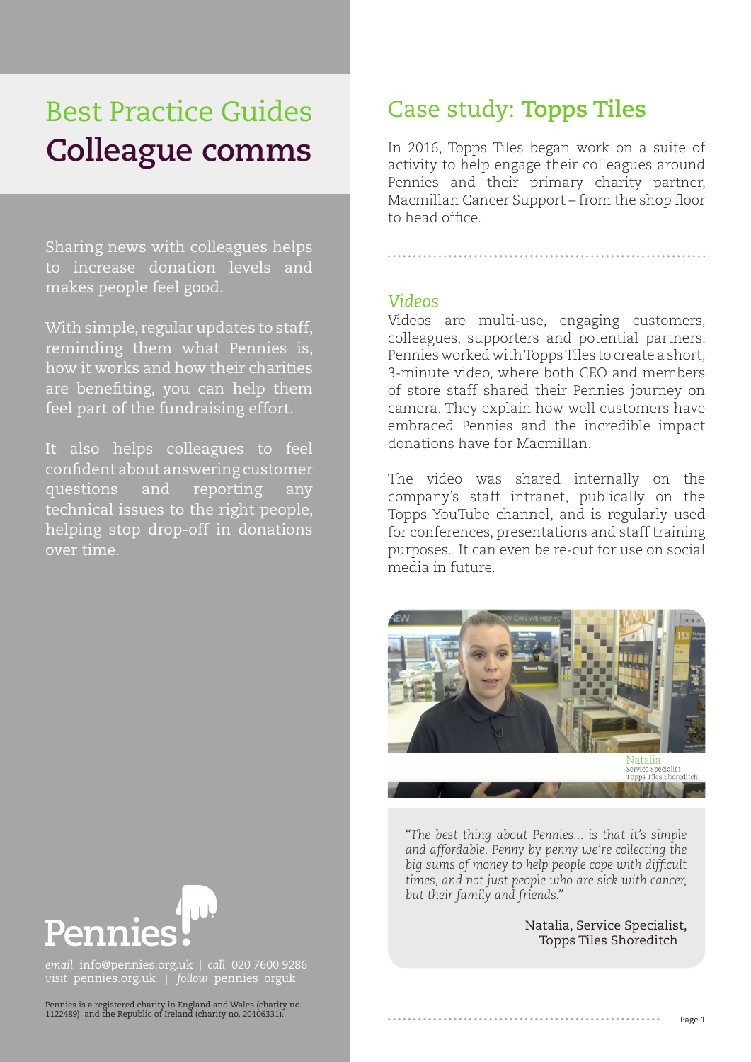# Best Practice Guides
# Colleague comms

Sharing news with colleagues helps to increase donation levels and makes people feel good.

With simple, regular updates to staff, reminding them what Pennies is, how it works and how their charities are benefiting, you can help them feel part of the fundraising effort.

It also helps colleagues to feel confident about answering customer questions and reporting any technical issues to the right people, helping stop drop-off in donations over time.

Pennies

*email* info@pennies.org.uk | *call* 020 7600 9286
*visit* pennies.org.uk | *follow* pennies_orguk

Pennies is a registered charity in England and Wales (charity no. 1122489) and the Republic of Ireland (charity no. 20106331).

## Case study: **Topps Tiles**

In 2016, Topps Tiles began work on a suite of activity to help engage their colleagues around Pennies and their primary charity partner, Macmillan Cancer Support – from the shop floor to head office.

### *Videos*

Videos are multi-use, engaging customers, colleagues, supporters and potential partners. Pennies worked with Topps Tiles to create a short, 3-minute video, where both CEO and members of store staff shared their Pennies journey on camera. They explain how well customers have embraced Pennies and the incredible impact donations have for Macmillan.

The video was shared internally on the company's staff intranet, publically on the Topps YouTube channel, and is regularly used for conferences, presentations and staff training purposes. It can even be re-cut for use on social media in future.

Natalia
Service Specialist
Topps Tiles Shoreditch

> *"The best thing about Pennies... is that it's simple and affordable. Penny by penny we're collecting the big sums of money to help people cope with difficult times, and not just people who are sick with cancer, but their family and friends."*
>
> Natalia, Service Specialist, Topps Tiles Shoreditch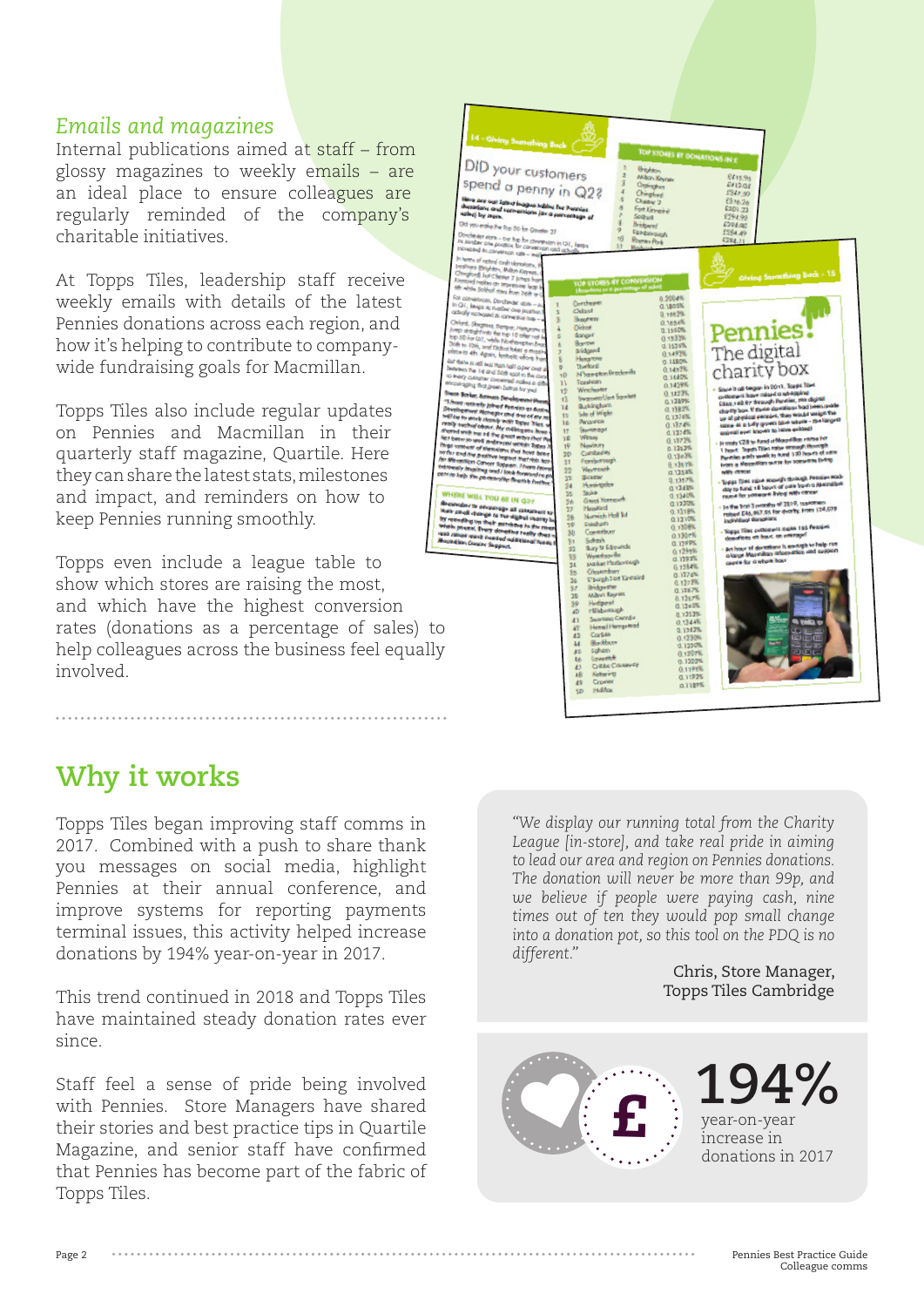## *Emails and magazines*

Internal publications aimed at staff – from glossy magazines to weekly emails – are an ideal place to ensure colleagues are regularly reminded of the company's charitable initiatives.

At Topps Tiles, leadership staff receive weekly emails with details of the latest Pennies donations across each region, and how it's helping to contribute to company-wide fundraising goals for Macmillan.

Topps Tiles also include regular updates on Pennies and Macmillan in their quarterly staff magazine, Quartile. Here they can share the latest stats, milestones and impact, and reminders on how to keep Pennies running smoothly.

Topps even include a league table to show which stores are raising the most, and which have the highest conversion rates (donations as a percentage of sales) to help colleagues across the business feel equally involved.

## Why it works

Topps Tiles began improving staff comms in 2017. Combined with a push to share thank you messages on social media, highlight Pennies at their annual conference, and improve systems for reporting payments terminal issues, this activity helped increase donations by 194% year-on-year in 2017.

This trend continued in 2018 and Topps Tiles have maintained steady donation rates ever since.

Staff feel a sense of pride being involved with Pennies. Store Managers have shared their stories and best practice tips in Quartile Magazine, and senior staff have confirmed that Pennies has become part of the fabric of Topps Tiles.

*"We display our running total from the Charity League [in-store], and take real pride in aiming to lead our area and region on Pennies donations. The donation will never be more than 99p, and we believe if people were paying cash, nine times out of ten they would pop small change into a donation pot, so this tool on the PDQ is no different."*

Chris, Store Manager,
Topps Tiles Cambridge

**194%**
year-on-year increase in donations in 2017